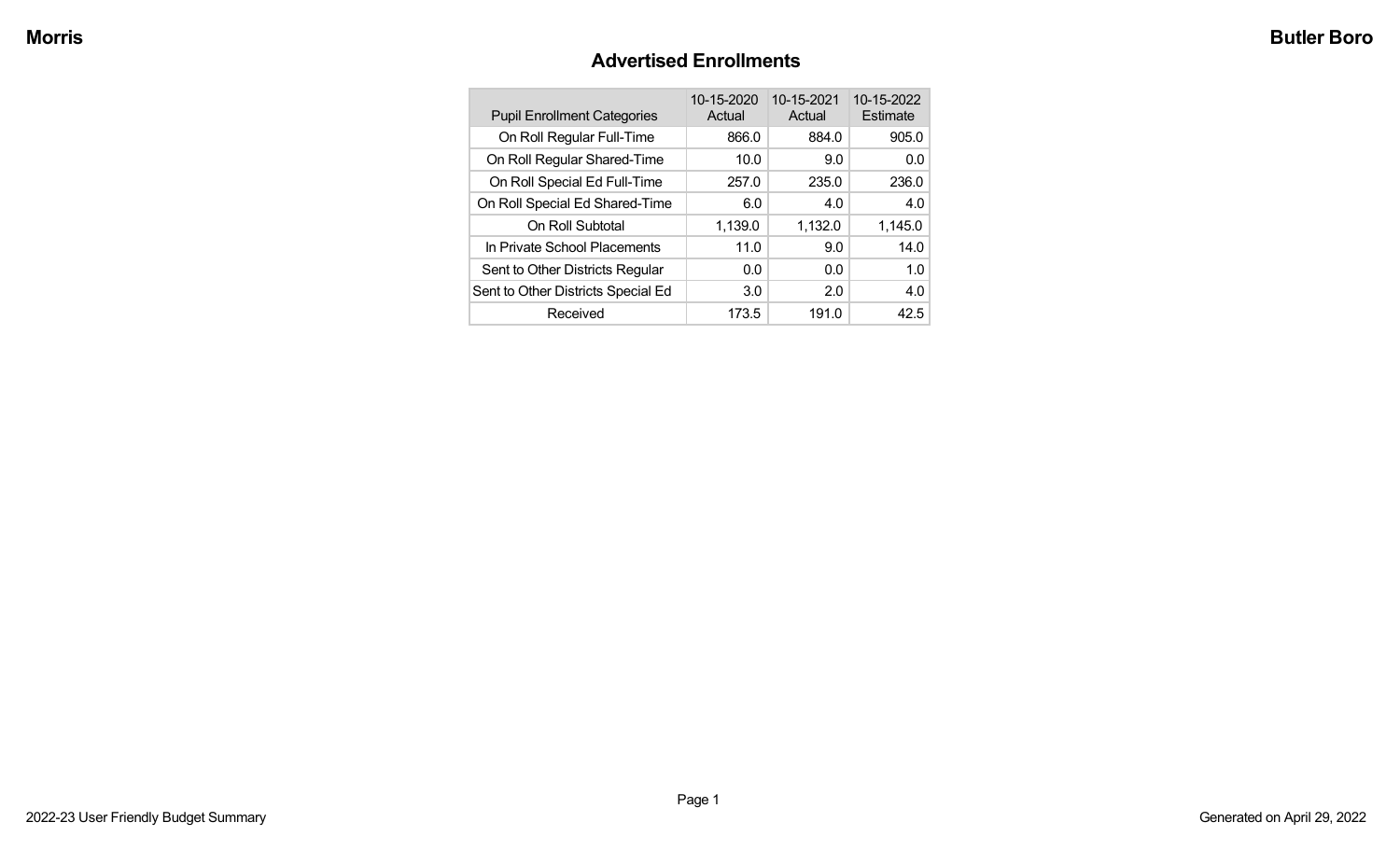# Advertised Enrollments

| Pupil Enrollment Categories | 10-15-2020 Actual | 10-15-2021 Actual | 10-15-2022 Estimate |
|---|---|---|---|
| On Roll Regular Full-Time | 866.0 | 884.0 | 905.0 |
| On Roll Regular Shared-Time | 10.0 | 9.0 | 0.0 |
| On Roll Special Ed Full-Time | 257.0 | 235.0 | 236.0 |
| On Roll Special Ed Shared-Time | 6.0 | 4.0 | 4.0 |
| On Roll Subtotal | 1,139.0 | 1,132.0 | 1,145.0 |
| In Private School Placements | 11.0 | 9.0 | 14.0 |
| Sent to Other Districts Regular | 0.0 | 0.0 | 1.0 |
| Sent to Other Districts Special Ed | 3.0 | 2.0 | 4.0 |
| Received | 173.5 | 191.0 | 42.5 |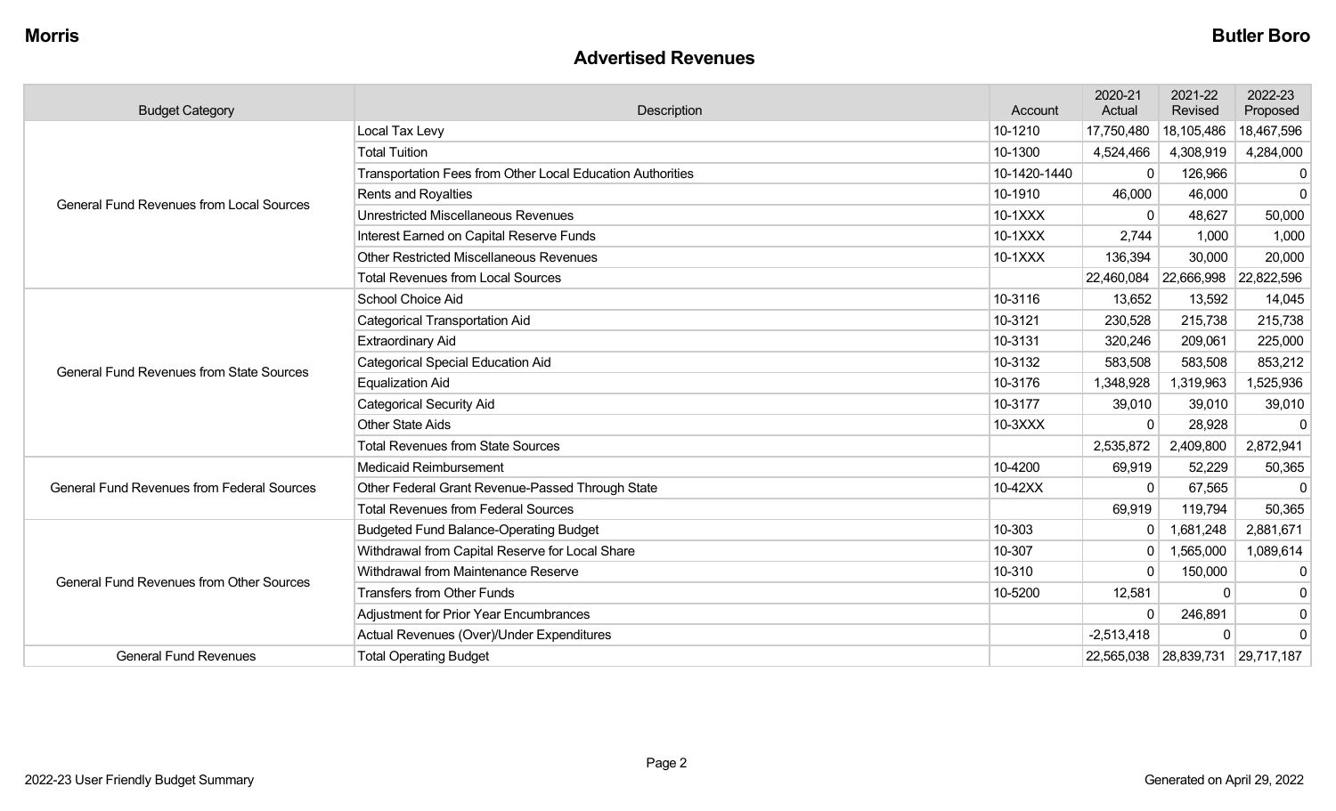## Advertised Revenues

| Budget Category | Description | Account | 2020-21 Actual | 2021-22 Revised | 2022-23 Proposed |
|---|---|---|---|---|---|
| General Fund Revenues from Local Sources | Local Tax Levy | 10-1210 | 17,750,480 | 18,105,486 | 18,467,596 |
| | Total Tuition | 10-1300 | 4,524,466 | 4,308,919 | 4,284,000 |
| | Transportation Fees from Other Local Education Authorities | 10-1420-1440 | 0 | 126,966 | 0 |
| | Rents and Royalties | 10-1910 | 46,000 | 46,000 | 0 |
| | Unrestricted Miscellaneous Revenues | 10-1XXX | 0 | 48,627 | 50,000 |
| | Interest Earned on Capital Reserve Funds | 10-1XXX | 2,744 | 1,000 | 1,000 |
| | Other Restricted Miscellaneous Revenues | 10-1XXX | 136,394 | 30,000 | 20,000 |
| | Total Revenues from Local Sources | | 22,460,084 | 22,666,998 | 22,822,596 |
| General Fund Revenues from State Sources | School Choice Aid | 10-3116 | 13,652 | 13,592 | 14,045 |
| | Categorical Transportation Aid | 10-3121 | 230,528 | 215,738 | 215,738 |
| | Extraordinary Aid | 10-3131 | 320,246 | 209,061 | 225,000 |
| | Categorical Special Education Aid | 10-3132 | 583,508 | 583,508 | 853,212 |
| | Equalization Aid | 10-3176 | 1,348,928 | 1,319,963 | 1,525,936 |
| | Categorical Security Aid | 10-3177 | 39,010 | 39,010 | 39,010 |
| | Other State Aids | 10-3XXX | 0 | 28,928 | 0 |
| | Total Revenues from State Sources | | 2,535,872 | 2,409,800 | 2,872,941 |
| General Fund Revenues from Federal Sources | Medicaid Reimbursement | 10-4200 | 69,919 | 52,229 | 50,365 |
| | Other Federal Grant Revenue-Passed Through State | 10-42XX | 0 | 67,565 | 0 |
| | Total Revenues from Federal Sources | | 69,919 | 119,794 | 50,365 |
| General Fund Revenues from Other Sources | Budgeted Fund Balance-Operating Budget | 10-303 | 0 | 1,681,248 | 2,881,671 |
| | Withdrawal from Capital Reserve for Local Share | 10-307 | 0 | 1,565,000 | 1,089,614 |
| | Withdrawal from Maintenance Reserve | 10-310 | 0 | 150,000 | 0 |
| | Transfers from Other Funds | 10-5200 | 12,581 | 0 | 0 |
| | Adjustment for Prior Year Encumbrances | | 0 | 246,891 | 0 |
| | Actual Revenues (Over)/Under Expenditures | | -2,513,418 | 0 | 0 |
| General Fund Revenues | Total Operating Budget | | 22,565,038 | 28,839,731 | 29,717,187 |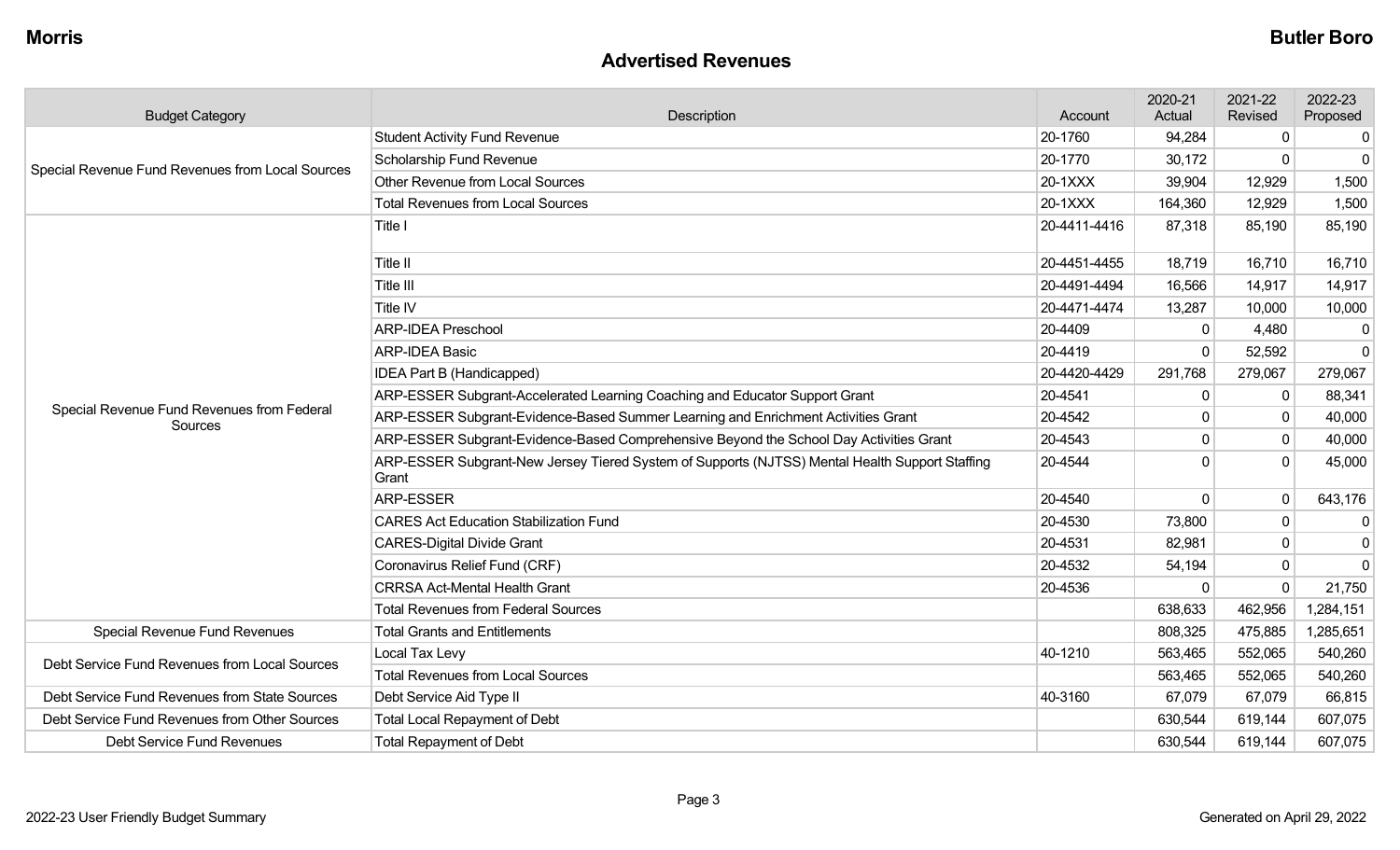## Advertised Revenues

| Budget Category | Description | Account | 2020-21 Actual | 2021-22 Revised | 2022-23 Proposed |
|---|---|---|---|---|---|
| Special Revenue Fund Revenues from Local Sources | Student Activity Fund Revenue | 20-1760 | 94,284 | 0 | 0 |
| | Scholarship Fund Revenue | 20-1770 | 30,172 | 0 | 0 |
| | Other Revenue from Local Sources | 20-1XXX | 39,904 | 12,929 | 1,500 |
| | Total Revenues from Local Sources | 20-1XXX | 164,360 | 12,929 | 1,500 |
| Special Revenue Fund Revenues from Federal Sources | Title I | 20-4411-4416 | 87,318 | 85,190 | 85,190 |
| | Title II | 20-4451-4455 | 18,719 | 16,710 | 16,710 |
| | Title III | 20-4491-4494 | 16,566 | 14,917 | 14,917 |
| | Title IV | 20-4471-4474 | 13,287 | 10,000 | 10,000 |
| | ARP-IDEA Preschool | 20-4409 | 0 | 4,480 | 0 |
| | ARP-IDEA Basic | 20-4419 | 0 | 52,592 | 0 |
| | IDEA Part B (Handicapped) | 20-4420-4429 | 291,768 | 279,067 | 279,067 |
| | ARP-ESSER Subgrant-Accelerated Learning Coaching and Educator Support Grant | 20-4541 | 0 | 0 | 88,341 |
| | ARP-ESSER Subgrant-Evidence-Based Summer Learning and Enrichment Activities Grant | 20-4542 | 0 | 0 | 40,000 |
| | ARP-ESSER Subgrant-Evidence-Based Comprehensive Beyond the School Day Activities Grant | 20-4543 | 0 | 0 | 40,000 |
| | ARP-ESSER Subgrant-New Jersey Tiered System of Supports (NJTSS) Mental Health Support Staffing Grant | 20-4544 | 0 | 0 | 45,000 |
| | ARP-ESSER | 20-4540 | 0 | 0 | 643,176 |
| | CARES Act Education Stabilization Fund | 20-4530 | 73,800 | 0 | 0 |
| | CARES-Digital Divide Grant | 20-4531 | 82,981 | 0 | 0 |
| | Coronavirus Relief Fund (CRF) | 20-4532 | 54,194 | 0 | 0 |
| | CRRSA Act-Mental Health Grant | 20-4536 | 0 | 0 | 21,750 |
| | Total Revenues from Federal Sources | | 638,633 | 462,956 | 1,284,151 |
| Special Revenue Fund Revenues | Total Grants and Entitlements | | 808,325 | 475,885 | 1,285,651 |
| Debt Service Fund Revenues from Local Sources | Local Tax Levy | 40-1210 | 563,465 | 552,065 | 540,260 |
| | Total Revenues from Local Sources | | 563,465 | 552,065 | 540,260 |
| Debt Service Fund Revenues from State Sources | Debt Service Aid Type II | 40-3160 | 67,079 | 67,079 | 66,815 |
| Debt Service Fund Revenues from Other Sources | Total Local Repayment of Debt | | 630,544 | 619,144 | 607,075 |
| Debt Service Fund Revenues | Total Repayment of Debt | | 630,544 | 619,144 | 607,075 |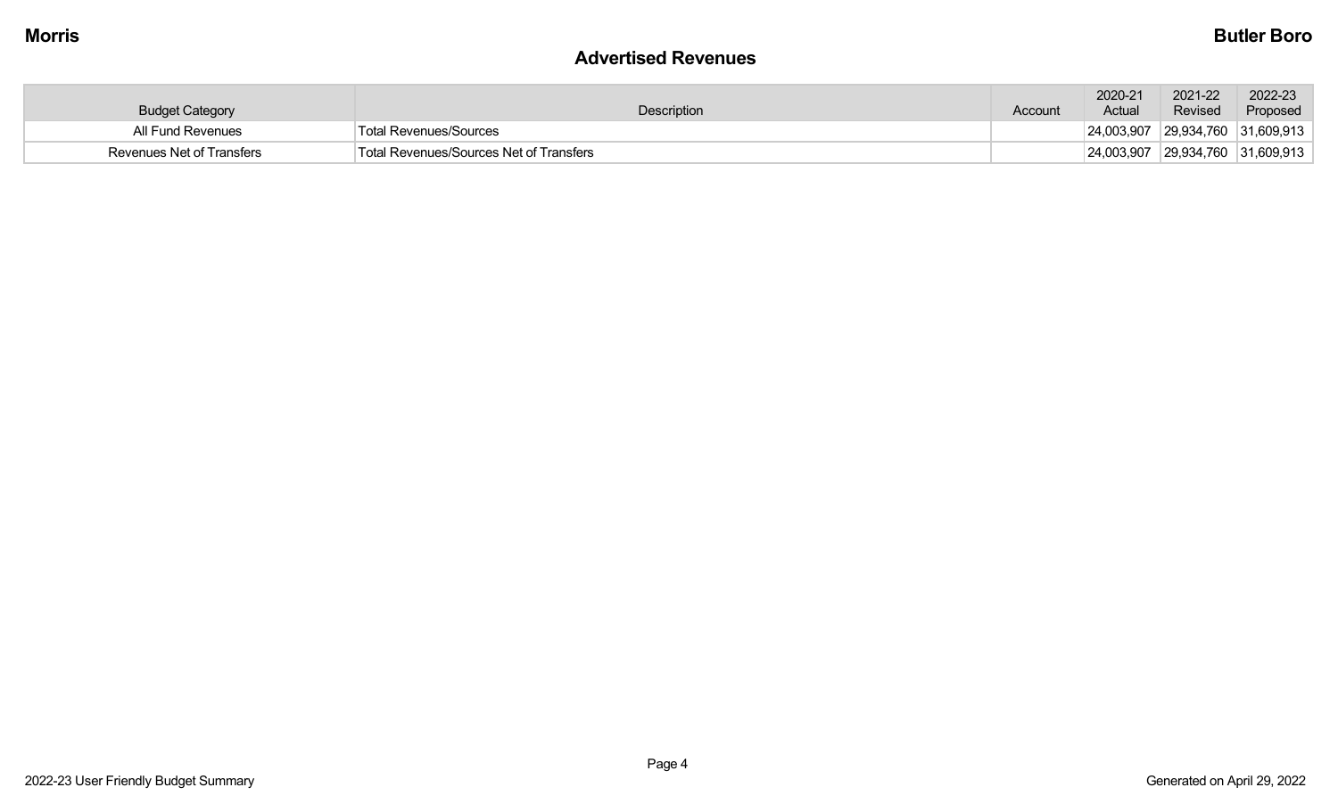## Advertised Revenues

| Budget Category | Description | Account | 2020-21 Actual | 2021-22 Revised | 2022-23 Proposed |
|---|---|---|---|---|---|
| All Fund Revenues | Total Revenues/Sources | | 24,003,907 | 29,934,760 | 31,609,913 |
| Revenues Net of Transfers | Total Revenues/Sources Net of Transfers | | 24,003,907 | 29,934,760 | 31,609,913 |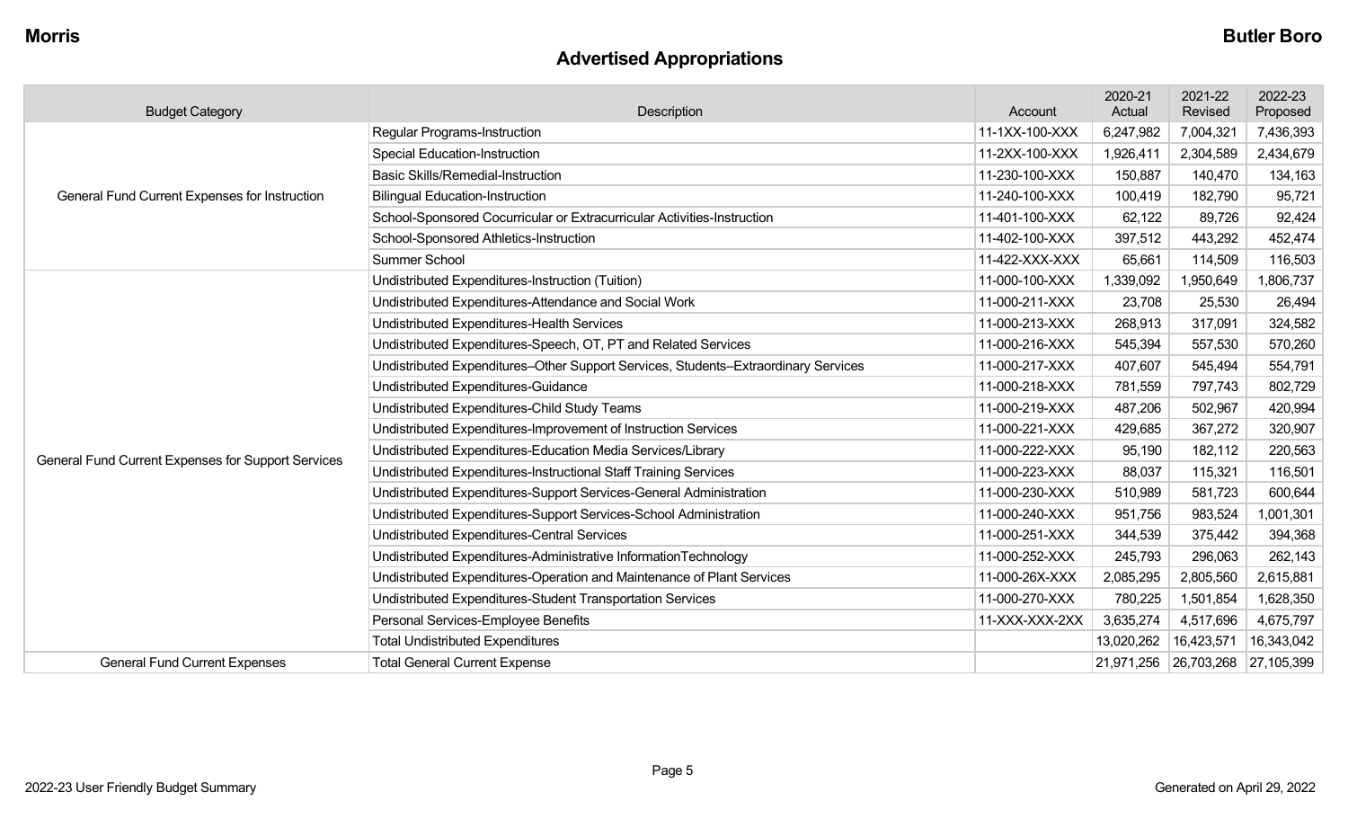## Advertised Appropriations

| Budget Category | Description | Account | 2020-21 Actual | 2021-22 Revised | 2022-23 Proposed |
|---|---|---|---|---|---|
| General Fund Current Expenses for Instruction | Regular Programs-Instruction | 11-1XX-100-XXX | 6,247,982 | 7,004,321 | 7,436,393 |
| | Special Education-Instruction | 11-2XX-100-XXX | 1,926,411 | 2,304,589 | 2,434,679 |
| | Basic Skills/Remedial-Instruction | 11-230-100-XXX | 150,887 | 140,470 | 134,163 |
| | Bilingual Education-Instruction | 11-240-100-XXX | 100,419 | 182,790 | 95,721 |
| | School-Sponsored Cocurricular or Extracurricular Activities-Instruction | 11-401-100-XXX | 62,122 | 89,726 | 92,424 |
| | School-Sponsored Athletics-Instruction | 11-402-100-XXX | 397,512 | 443,292 | 452,474 |
| | Summer School | 11-422-XXX-XXX | 65,661 | 114,509 | 116,503 |
| General Fund Current Expenses for Support Services | Undistributed Expenditures-Instruction (Tuition) | 11-000-100-XXX | 1,339,092 | 1,950,649 | 1,806,737 |
| | Undistributed Expenditures-Attendance and Social Work | 11-000-211-XXX | 23,708 | 25,530 | 26,494 |
| | Undistributed Expenditures-Health Services | 11-000-213-XXX | 268,913 | 317,091 | 324,582 |
| | Undistributed Expenditures-Speech, OT, PT and Related Services | 11-000-216-XXX | 545,394 | 557,530 | 570,260 |
| | Undistributed Expenditures–Other Support Services, Students–Extraordinary Services | 11-000-217-XXX | 407,607 | 545,494 | 554,791 |
| | Undistributed Expenditures-Guidance | 11-000-218-XXX | 781,559 | 797,743 | 802,729 |
| | Undistributed Expenditures-Child Study Teams | 11-000-219-XXX | 487,206 | 502,967 | 420,994 |
| | Undistributed Expenditures-Improvement of Instruction Services | 11-000-221-XXX | 429,685 | 367,272 | 320,907 |
| | Undistributed Expenditures-Education Media Services/Library | 11-000-222-XXX | 95,190 | 182,112 | 220,563 |
| | Undistributed Expenditures-Instructional Staff Training Services | 11-000-223-XXX | 88,037 | 115,321 | 116,501 |
| | Undistributed Expenditures-Support Services-General Administration | 11-000-230-XXX | 510,989 | 581,723 | 600,644 |
| | Undistributed Expenditures-Support Services-School Administration | 11-000-240-XXX | 951,756 | 983,524 | 1,001,301 |
| | Undistributed Expenditures-Central Services | 11-000-251-XXX | 344,539 | 375,442 | 394,368 |
| | Undistributed Expenditures-Administrative InformationTechnology | 11-000-252-XXX | 245,793 | 296,063 | 262,143 |
| | Undistributed Expenditures-Operation and Maintenance of Plant Services | 11-000-26X-XXX | 2,085,295 | 2,805,560 | 2,615,881 |
| | Undistributed Expenditures-Student Transportation Services | 11-000-270-XXX | 780,225 | 1,501,854 | 1,628,350 |
| | Personal Services-Employee Benefits | 11-XXX-XXX-2XX | 3,635,274 | 4,517,696 | 4,675,797 |
| | Total Undistributed Expenditures | | 13,020,262 | 16,423,571 | 16,343,042 |
| General Fund Current Expenses | Total General Current Expense | | 21,971,256 | 26,703,268 | 27,105,399 |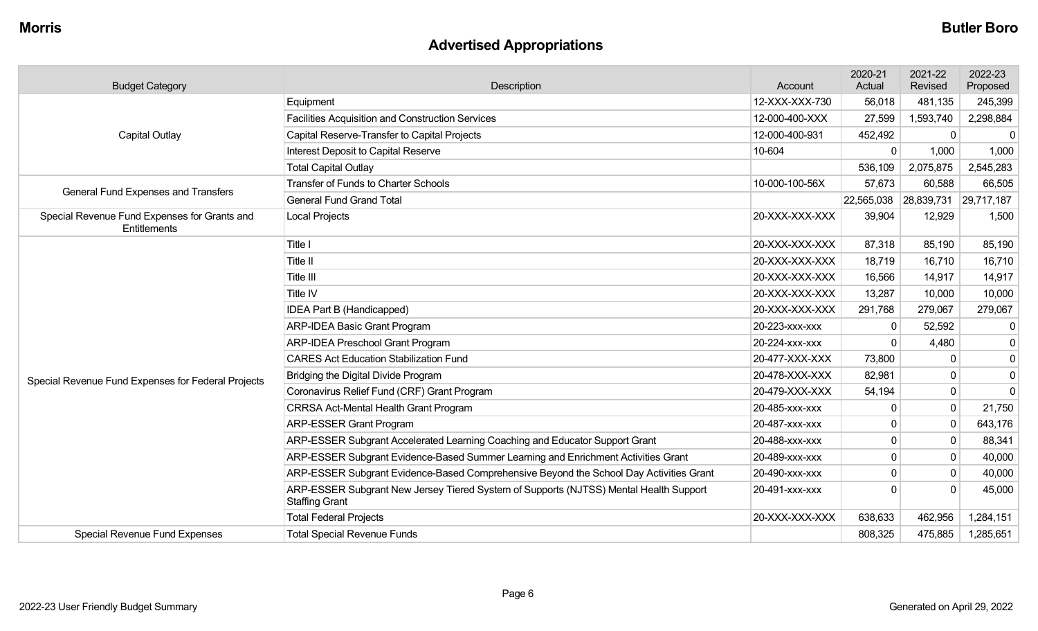**Morris** **Butler Boro**

## Advertised Appropriations

| Budget Category | Description | Account | 2020-21 Actual | 2021-22 Revised | 2022-23 Proposed |
|---|---|---|---|---|---|
| Capital Outlay | Equipment | 12-XXX-XXX-730 | 56,018 | 481,135 | 245,399 |
| | Facilities Acquisition and Construction Services | 12-000-400-XXX | 27,599 | 1,593,740 | 2,298,884 |
| | Capital Reserve-Transfer to Capital Projects | 12-000-400-931 | 452,492 | 0 | 0 |
| | Interest Deposit to Capital Reserve | 10-604 | 0 | 1,000 | 1,000 |
| | Total Capital Outlay | | 536,109 | 2,075,875 | 2,545,283 |
| General Fund Expenses and Transfers | Transfer of Funds to Charter Schools | 10-000-100-56X | 57,673 | 60,588 | 66,505 |
| | General Fund Grand Total | | 22,565,038 | 28,839,731 | 29,717,187 |
| Special Revenue Fund Expenses for Grants and Entitlements | Local Projects | 20-XXX-XXX-XXX | 39,904 | 12,929 | 1,500 |
| Special Revenue Fund Expenses for Federal Projects | Title I | 20-XXX-XXX-XXX | 87,318 | 85,190 | 85,190 |
| | Title II | 20-XXX-XXX-XXX | 18,719 | 16,710 | 16,710 |
| | Title III | 20-XXX-XXX-XXX | 16,566 | 14,917 | 14,917 |
| | Title IV | 20-XXX-XXX-XXX | 13,287 | 10,000 | 10,000 |
| | IDEA Part B (Handicapped) | 20-XXX-XXX-XXX | 291,768 | 279,067 | 279,067 |
| | ARP-IDEA Basic Grant Program | 20-223-xxx-xxx | 0 | 52,592 | 0 |
| | ARP-IDEA Preschool Grant Program | 20-224-xxx-xxx | 0 | 4,480 | 0 |
| | CARES Act Education Stabilization Fund | 20-477-XXX-XXX | 73,800 | 0 | 0 |
| | Bridging the Digital Divide Program | 20-478-XXX-XXX | 82,981 | 0 | 0 |
| | Coronavirus Relief Fund (CRF) Grant Program | 20-479-XXX-XXX | 54,194 | 0 | 0 |
| | CRRSA Act-Mental Health Grant Program | 20-485-xxx-xxx | 0 | 0 | 21,750 |
| | ARP-ESSER Grant Program | 20-487-xxx-xxx | 0 | 0 | 643,176 |
| | ARP-ESSER Subgrant Accelerated Learning Coaching and Educator Support Grant | 20-488-xxx-xxx | 0 | 0 | 88,341 |
| | ARP-ESSER Subgrant Evidence-Based Summer Learning and Enrichment Activities Grant | 20-489-xxx-xxx | 0 | 0 | 40,000 |
| | ARP-ESSER Subgrant Evidence-Based Comprehensive Beyond the School Day Activities Grant | 20-490-xxx-xxx | 0 | 0 | 40,000 |
| | ARP-ESSER Subgrant New Jersey Tiered System of Supports (NJTSS) Mental Health Support Staffing Grant | 20-491-xxx-xxx | 0 | 0 | 45,000 |
| | Total Federal Projects | 20-XXX-XXX-XXX | 638,633 | 462,956 | 1,284,151 |
| Special Revenue Fund Expenses | Total Special Revenue Funds | | 808,325 | 475,885 | 1,285,651 |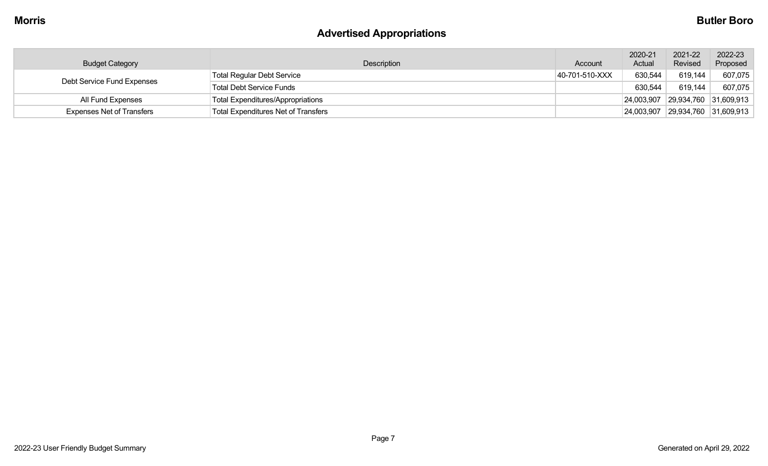## Advertised Appropriations

| Budget Category | Description | Account | 2020-21 Actual | 2021-22 Revised | 2022-23 Proposed |
|---|---|---|---|---|---|
| Debt Service Fund Expenses | Total Regular Debt Service | 40-701-510-XXX | 630,544 | 619,144 | 607,075 |
| | Total Debt Service Funds | | 630,544 | 619,144 | 607,075 |
| All Fund Expenses | Total Expenditures/Appropriations | | 24,003,907 | 29,934,760 | 31,609,913 |
| Expenses Net of Transfers | Total Expenditures Net of Transfers | | 24,003,907 | 29,934,760 | 31,609,913 |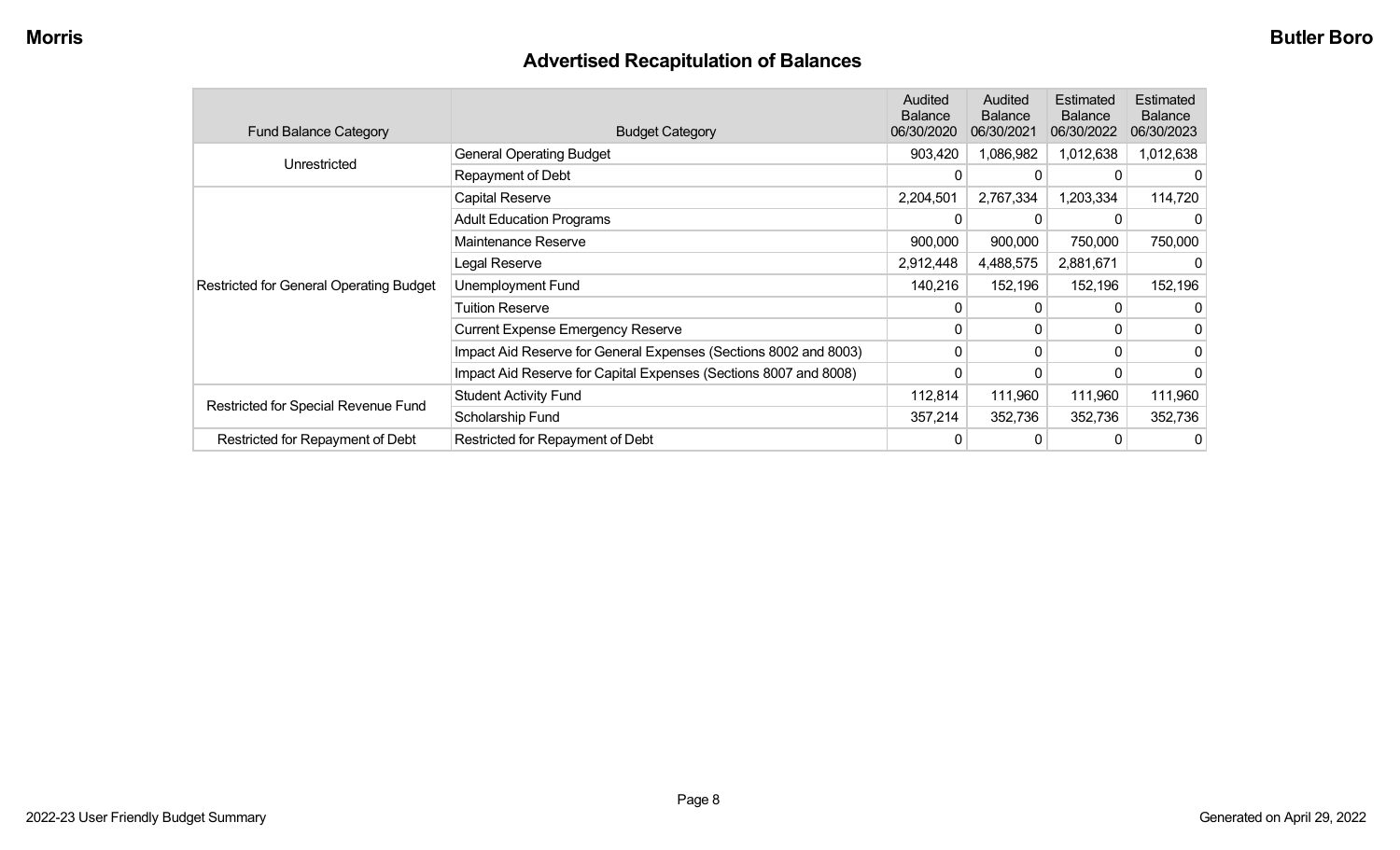## Advertised Recapitulation of Balances

| Fund Balance Category | Budget Category | Audited Balance 06/30/2020 | Audited Balance 06/30/2021 | Estimated Balance 06/30/2022 | Estimated Balance 06/30/2023 |
|---|---|---|---|---|---|
| Unrestricted | General Operating Budget | 903,420 | 1,086,982 | 1,012,638 | 1,012,638 |
| | Repayment of Debt | 0 | 0 | 0 | 0 |
| Restricted for General Operating Budget | Capital Reserve | 2,204,501 | 2,767,334 | 1,203,334 | 114,720 |
| | Adult Education Programs | 0 | 0 | 0 | 0 |
| | Maintenance Reserve | 900,000 | 900,000 | 750,000 | 750,000 |
| | Legal Reserve | 2,912,448 | 4,488,575 | 2,881,671 | 0 |
| | Unemployment Fund | 140,216 | 152,196 | 152,196 | 152,196 |
| | Tuition Reserve | 0 | 0 | 0 | 0 |
| | Current Expense Emergency Reserve | 0 | 0 | 0 | 0 |
| | Impact Aid Reserve for General Expenses (Sections 8002 and 8003) | 0 | 0 | 0 | 0 |
| | Impact Aid Reserve for Capital Expenses (Sections 8007 and 8008) | 0 | 0 | 0 | 0 |
| Restricted for Special Revenue Fund | Student Activity Fund | 112,814 | 111,960 | 111,960 | 111,960 |
| | Scholarship Fund | 357,214 | 352,736 | 352,736 | 352,736 |
| Restricted for Repayment of Debt | Restricted for Repayment of Debt | 0 | 0 | 0 | 0 |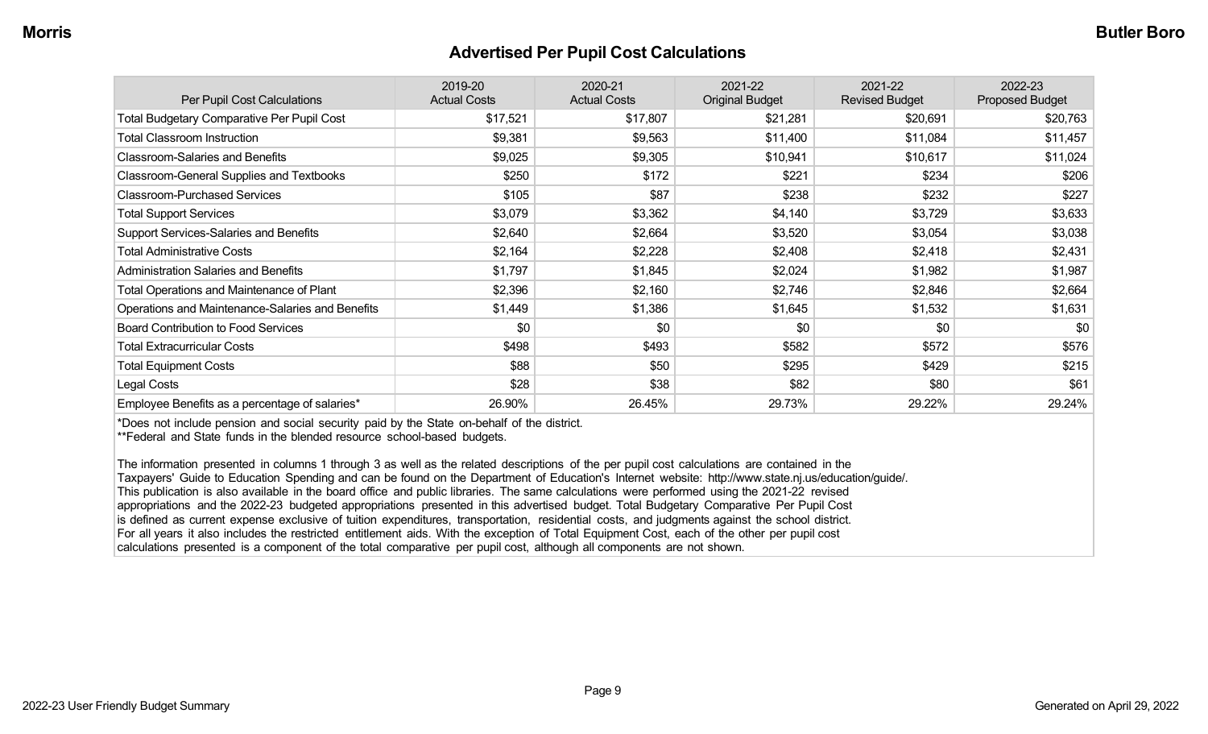# Advertised Per Pupil Cost Calculations

| Per Pupil Cost Calculations | 2019-20 Actual Costs | 2020-21 Actual Costs | 2021-22 Original Budget | 2021-22 Revised Budget | 2022-23 Proposed Budget |
|---|---|---|---|---|---|
| Total Budgetary Comparative Per Pupil Cost | $17,521 | $17,807 | $21,281 | $20,691 | $20,763 |
| Total Classroom Instruction | $9,381 | $9,563 | $11,400 | $11,084 | $11,457 |
| Classroom-Salaries and Benefits | $9,025 | $9,305 | $10,941 | $10,617 | $11,024 |
| Classroom-General Supplies and Textbooks | $250 | $172 | $221 | $234 | $206 |
| Classroom-Purchased Services | $105 | $87 | $238 | $232 | $227 |
| Total Support Services | $3,079 | $3,362 | $4,140 | $3,729 | $3,633 |
| Support Services-Salaries and Benefits | $2,640 | $2,664 | $3,520 | $3,054 | $3,038 |
| Total Administrative Costs | $2,164 | $2,228 | $2,408 | $2,418 | $2,431 |
| Administration Salaries and Benefits | $1,797 | $1,845 | $2,024 | $1,982 | $1,987 |
| Total Operations and Maintenance of Plant | $2,396 | $2,160 | $2,746 | $2,846 | $2,664 |
| Operations and Maintenance-Salaries and Benefits | $1,449 | $1,386 | $1,645 | $1,532 | $1,631 |
| Board Contribution to Food Services | $0 | $0 | $0 | $0 | $0 |
| Total Extracurricular Costs | $498 | $493 | $582 | $572 | $576 |
| Total Equipment Costs | $88 | $50 | $295 | $429 | $215 |
| Legal Costs | $28 | $38 | $82 | $80 | $61 |
| Employee Benefits as a percentage of salaries* | 26.90% | 26.45% | 29.73% | 29.22% | 29.24% |

*Does not include pension and social security paid by the State on-behalf of the district.
**Federal and State funds in the blended resource school-based budgets.

The information presented in columns 1 through 3 as well as the related descriptions of the per pupil cost calculations are contained in the Taxpayers' Guide to Education Spending and can be found on the Department of Education's Internet website: http://www.state.nj.us/education/guide/. This publication is also available in the board office and public libraries. The same calculations were performed using the 2021-22 revised appropriations and the 2022-23 budgeted appropriations presented in this advertised budget. Total Budgetary Comparative Per Pupil Cost is defined as current expense exclusive of tuition expenditures, transportation, residential costs, and judgments against the school district. For all years it also includes the restricted entitlement aids. With the exception of Total Equipment Cost, each of the other per pupil cost calculations presented is a component of the total comparative per pupil cost, although all components are not shown.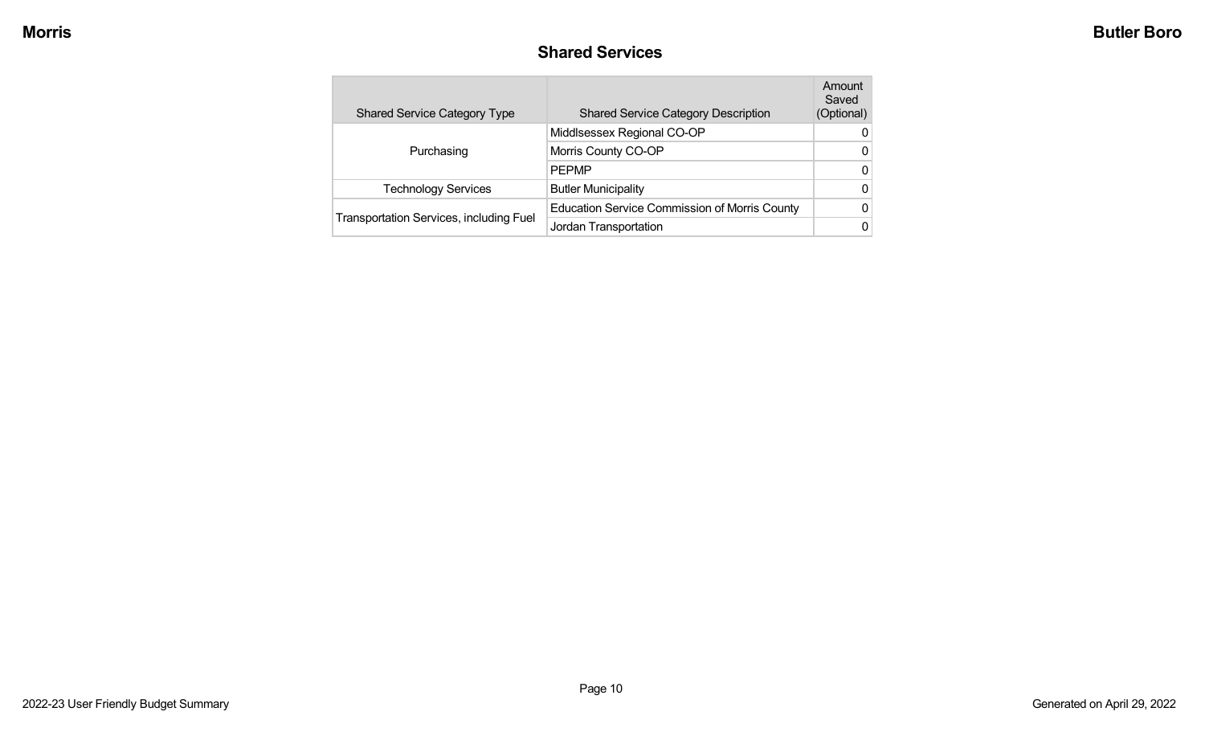## Shared Services

| Shared Service Category Type | Shared Service Category Description | Amount Saved (Optional) |
|---|---|---|
| Purchasing | Middlsessex Regional CO-OP | 0 |
| | Morris County CO-OP | 0 |
| | PEPMP | 0 |
| Technology Services | Butler Municipality | 0 |
| Transportation Services, including Fuel | Education Service Commission of Morris County | 0 |
| | Jordan Transportation | 0 |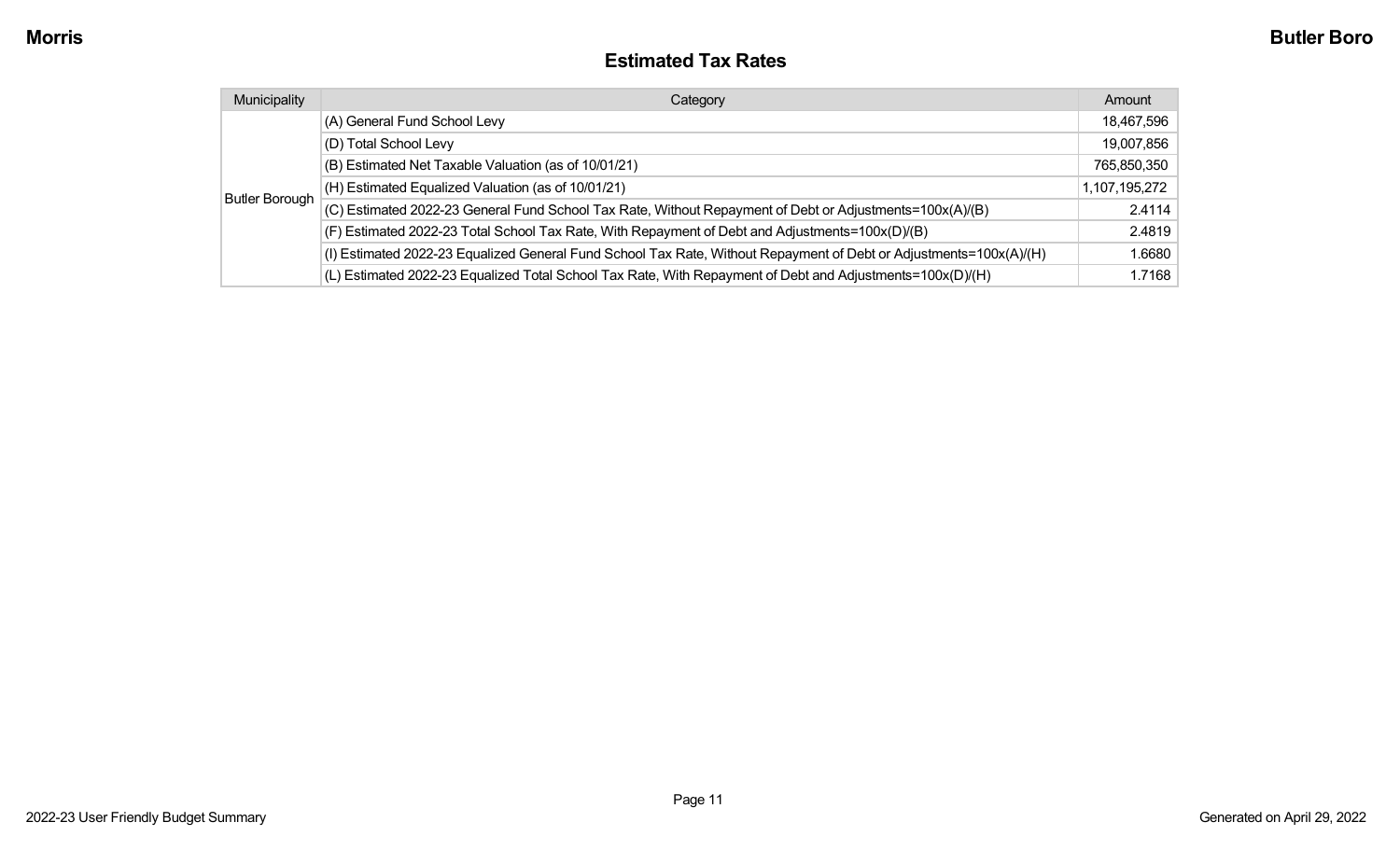# Estimated Tax Rates

| Municipality | Category | Amount |
|---|---|---|
| Butler Borough | (A) General Fund School Levy | 18,467,596 |
| | (D) Total School Levy | 19,007,856 |
| | (B) Estimated Net Taxable Valuation (as of 10/01/21) | 765,850,350 |
| | (H) Estimated Equalized Valuation (as of 10/01/21) | 1,107,195,272 |
| | (C) Estimated 2022-23 General Fund School Tax Rate, Without Repayment of Debt or Adjustments=100x(A)/(B) | 2.4114 |
| | (F) Estimated 2022-23 Total School Tax Rate, With Repayment of Debt and Adjustments=100x(D)/(B) | 2.4819 |
| | (I) Estimated 2022-23 Equalized General Fund School Tax Rate, Without Repayment of Debt or Adjustments=100x(A)/(H) | 1.6680 |
| | (L) Estimated 2022-23 Equalized Total School Tax Rate, With Repayment of Debt and Adjustments=100x(D)/(H) | 1.7168 |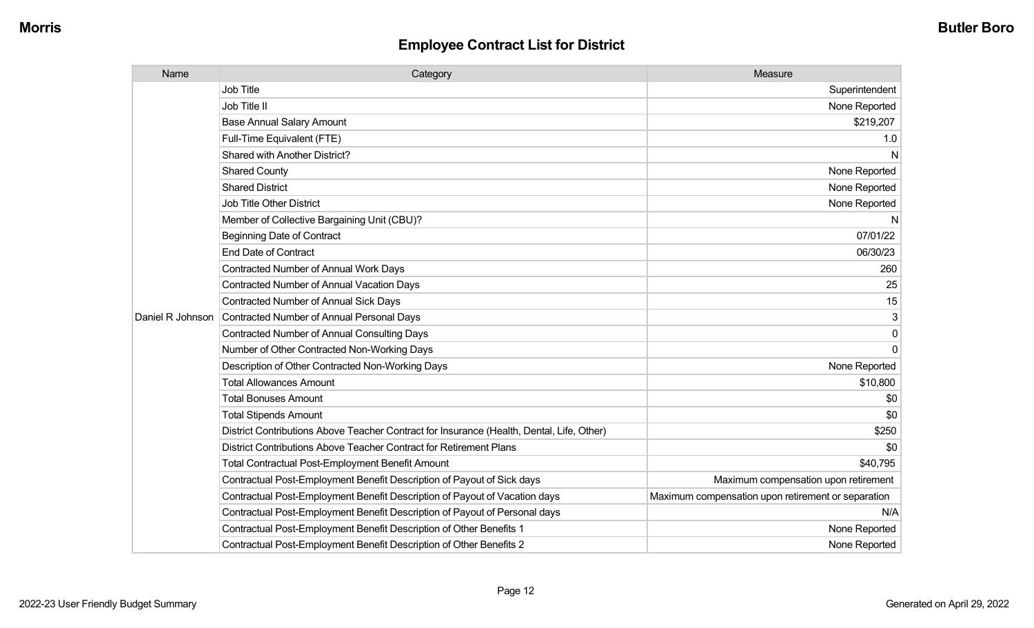## Employee Contract List for District

| Name | Category | Measure |
|---|---|---|
| Daniel R Johnson | Job Title | Superintendent |
| | Job Title II | None Reported |
| | Base Annual Salary Amount | $219,207 |
| | Full-Time Equivalent (FTE) | 1.0 |
| | Shared with Another District? | N |
| | Shared County | None Reported |
| | Shared District | None Reported |
| | Job Title Other District | None Reported |
| | Member of Collective Bargaining Unit (CBU)? | N |
| | Beginning Date of Contract | 07/01/22 |
| | End Date of Contract | 06/30/23 |
| | Contracted Number of Annual Work Days | 260 |
| | Contracted Number of Annual Vacation Days | 25 |
| | Contracted Number of Annual Sick Days | 15 |
| | Contracted Number of Annual Personal Days | 3 |
| | Contracted Number of Annual Consulting Days | 0 |
| | Number of Other Contracted Non-Working Days | 0 |
| | Description of Other Contracted Non-Working Days | None Reported |
| | Total Allowances Amount | $10,800 |
| | Total Bonuses Amount | $0 |
| | Total Stipends Amount | $0 |
| | District Contributions Above Teacher Contract for Insurance (Health, Dental, Life, Other) | $250 |
| | District Contributions Above Teacher Contract for Retirement Plans | $0 |
| | Total Contractual Post-Employment Benefit Amount | $40,795 |
| | Contractual Post-Employment Benefit Description of Payout of Sick days | Maximum compensation upon retirement |
| | Contractual Post-Employment Benefit Description of Payout of Vacation days | Maximum compensation upon retirement or separation |
| | Contractual Post-Employment Benefit Description of Payout of Personal days | N/A |
| | Contractual Post-Employment Benefit Description of Other Benefits 1 | None Reported |
| | Contractual Post-Employment Benefit Description of Other Benefits 2 | None Reported |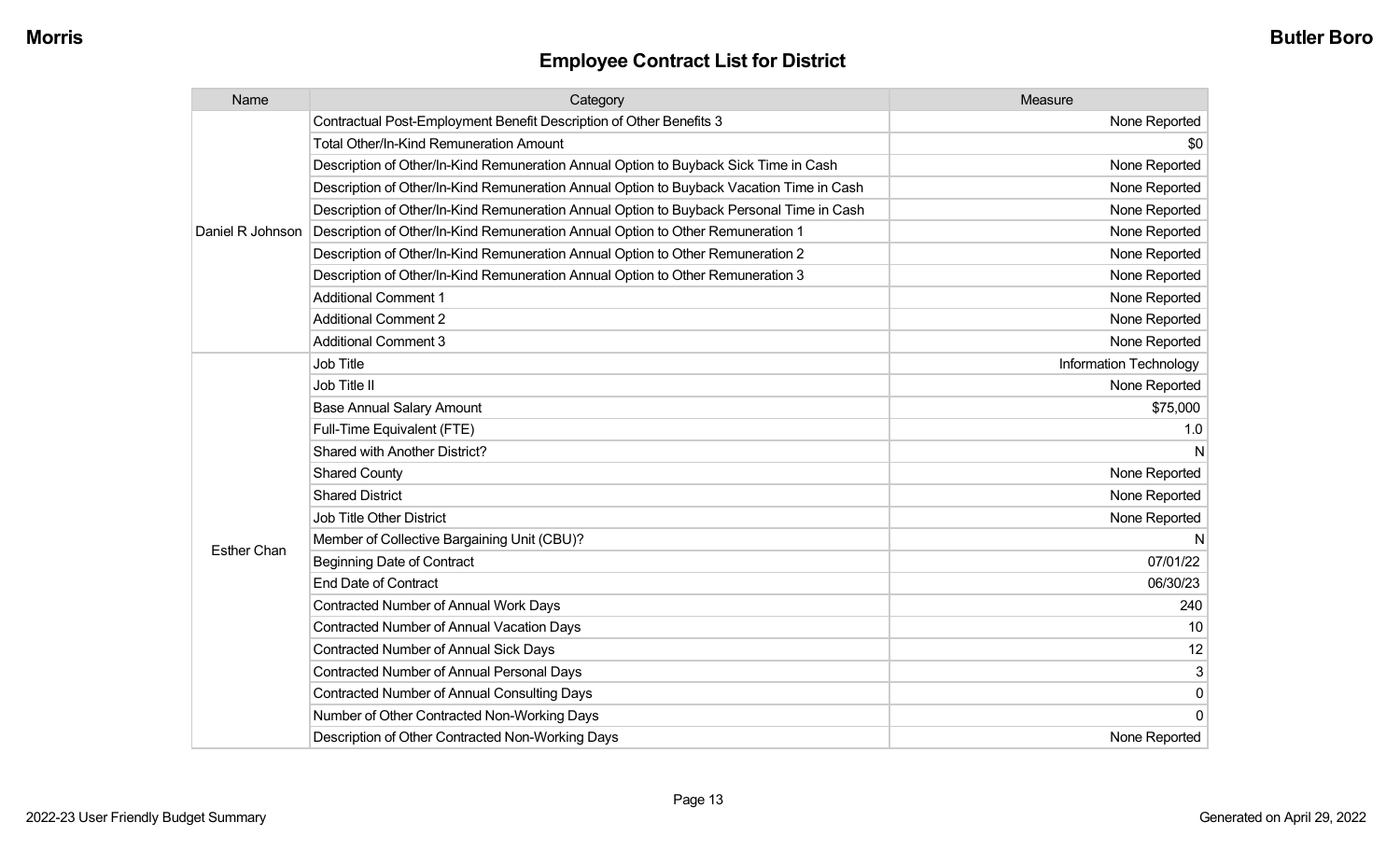## Employee Contract List for District

| Name | Category | Measure |
|---|---|---|
| Daniel R Johnson | Contractual Post-Employment Benefit Description of Other Benefits 3 | None Reported |
| | Total Other/In-Kind Remuneration Amount | $0 |
| | Description of Other/In-Kind Remuneration Annual Option to Buyback Sick Time in Cash | None Reported |
| | Description of Other/In-Kind Remuneration Annual Option to Buyback Vacation Time in Cash | None Reported |
| | Description of Other/In-Kind Remuneration Annual Option to Buyback Personal Time in Cash | None Reported |
| | Description of Other/In-Kind Remuneration Annual Option to Other Remuneration 1 | None Reported |
| | Description of Other/In-Kind Remuneration Annual Option to Other Remuneration 2 | None Reported |
| | Description of Other/In-Kind Remuneration Annual Option to Other Remuneration 3 | None Reported |
| | Additional Comment 1 | None Reported |
| | Additional Comment 2 | None Reported |
| | Additional Comment 3 | None Reported |
| Esther Chan | Job Title | Information Technology |
| | Job Title II | None Reported |
| | Base Annual Salary Amount | $75,000 |
| | Full-Time Equivalent (FTE) | 1.0 |
| | Shared with Another District? | N |
| | Shared County | None Reported |
| | Shared District | None Reported |
| | Job Title Other District | None Reported |
| | Member of Collective Bargaining Unit (CBU)? | N |
| | Beginning Date of Contract | 07/01/22 |
| | End Date of Contract | 06/30/23 |
| | Contracted Number of Annual Work Days | 240 |
| | Contracted Number of Annual Vacation Days | 10 |
| | Contracted Number of Annual Sick Days | 12 |
| | Contracted Number of Annual Personal Days | 3 |
| | Contracted Number of Annual Consulting Days | 0 |
| | Number of Other Contracted Non-Working Days | 0 |
| | Description of Other Contracted Non-Working Days | None Reported |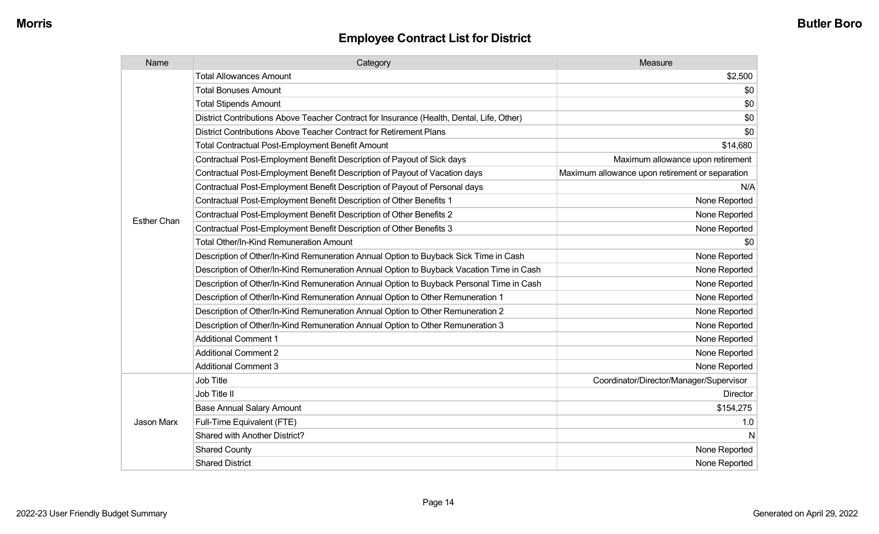## Employee Contract List for District

| Name | Category | Measure |
|---|---|---|
| Esther Chan | Total Allowances Amount | $2,500 |
| | Total Bonuses Amount | $0 |
| | Total Stipends Amount | $0 |
| | District Contributions Above Teacher Contract for Insurance (Health, Dental, Life, Other) | $0 |
| | District Contributions Above Teacher Contract for Retirement Plans | $0 |
| | Total Contractual Post-Employment Benefit Amount | $14,680 |
| | Contractual Post-Employment Benefit Description of Payout of Sick days | Maximum allowance upon retirement |
| | Contractual Post-Employment Benefit Description of Payout of Vacation days | Maximum allowance upon retirement or separation |
| | Contractual Post-Employment Benefit Description of Payout of Personal days | N/A |
| | Contractual Post-Employment Benefit Description of Other Benefits 1 | None Reported |
| | Contractual Post-Employment Benefit Description of Other Benefits 2 | None Reported |
| | Contractual Post-Employment Benefit Description of Other Benefits 3 | None Reported |
| | Total Other/In-Kind Remuneration Amount | $0 |
| | Description of Other/In-Kind Remuneration Annual Option to Buyback Sick Time in Cash | None Reported |
| | Description of Other/In-Kind Remuneration Annual Option to Buyback Vacation Time in Cash | None Reported |
| | Description of Other/In-Kind Remuneration Annual Option to Buyback Personal Time in Cash | None Reported |
| | Description of Other/In-Kind Remuneration Annual Option to Other Remuneration 1 | None Reported |
| | Description of Other/In-Kind Remuneration Annual Option to Other Remuneration 2 | None Reported |
| | Description of Other/In-Kind Remuneration Annual Option to Other Remuneration 3 | None Reported |
| | Additional Comment 1 | None Reported |
| | Additional Comment 2 | None Reported |
| | Additional Comment 3 | None Reported |
| Jason Marx | Job Title | Coordinator/Director/Manager/Supervisor |
| | Job Title II | Director |
| | Base Annual Salary Amount | $154,275 |
| | Full-Time Equivalent (FTE) | 1.0 |
| | Shared with Another District? | N |
| | Shared County | None Reported |
| | Shared District | None Reported |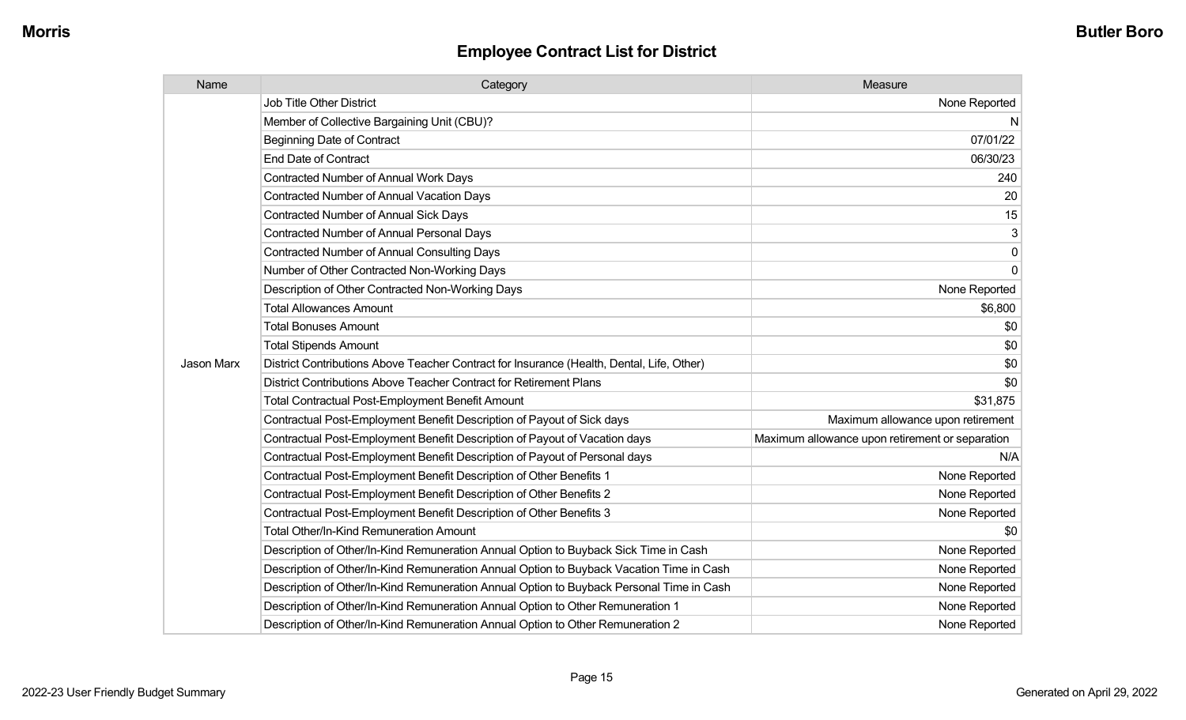## Employee Contract List for District

| Name | Category | Measure |
|---|---|---|
| Jason Marx | Job Title Other District | None Reported |
| | Member of Collective Bargaining Unit (CBU)? | N |
| | Beginning Date of Contract | 07/01/22 |
| | End Date of Contract | 06/30/23 |
| | Contracted Number of Annual Work Days | 240 |
| | Contracted Number of Annual Vacation Days | 20 |
| | Contracted Number of Annual Sick Days | 15 |
| | Contracted Number of Annual Personal Days | 3 |
| | Contracted Number of Annual Consulting Days | 0 |
| | Number of Other Contracted Non-Working Days | 0 |
| | Description of Other Contracted Non-Working Days | None Reported |
| | Total Allowances Amount | $6,800 |
| | Total Bonuses Amount | $0 |
| | Total Stipends Amount | $0 |
| | District Contributions Above Teacher Contract for Insurance (Health, Dental, Life, Other) | $0 |
| | District Contributions Above Teacher Contract for Retirement Plans | $0 |
| | Total Contractual Post-Employment Benefit Amount | $31,875 |
| | Contractual Post-Employment Benefit Description of Payout of Sick days | Maximum allowance upon retirement |
| | Contractual Post-Employment Benefit Description of Payout of Vacation days | Maximum allowance upon retirement or separation |
| | Contractual Post-Employment Benefit Description of Payout of Personal days | N/A |
| | Contractual Post-Employment Benefit Description of Other Benefits 1 | None Reported |
| | Contractual Post-Employment Benefit Description of Other Benefits 2 | None Reported |
| | Contractual Post-Employment Benefit Description of Other Benefits 3 | None Reported |
| | Total Other/In-Kind Remuneration Amount | $0 |
| | Description of Other/In-Kind Remuneration Annual Option to Buyback Sick Time in Cash | None Reported |
| | Description of Other/In-Kind Remuneration Annual Option to Buyback Vacation Time in Cash | None Reported |
| | Description of Other/In-Kind Remuneration Annual Option to Buyback Personal Time in Cash | None Reported |
| | Description of Other/In-Kind Remuneration Annual Option to Other Remuneration 1 | None Reported |
| | Description of Other/In-Kind Remuneration Annual Option to Other Remuneration 2 | None Reported |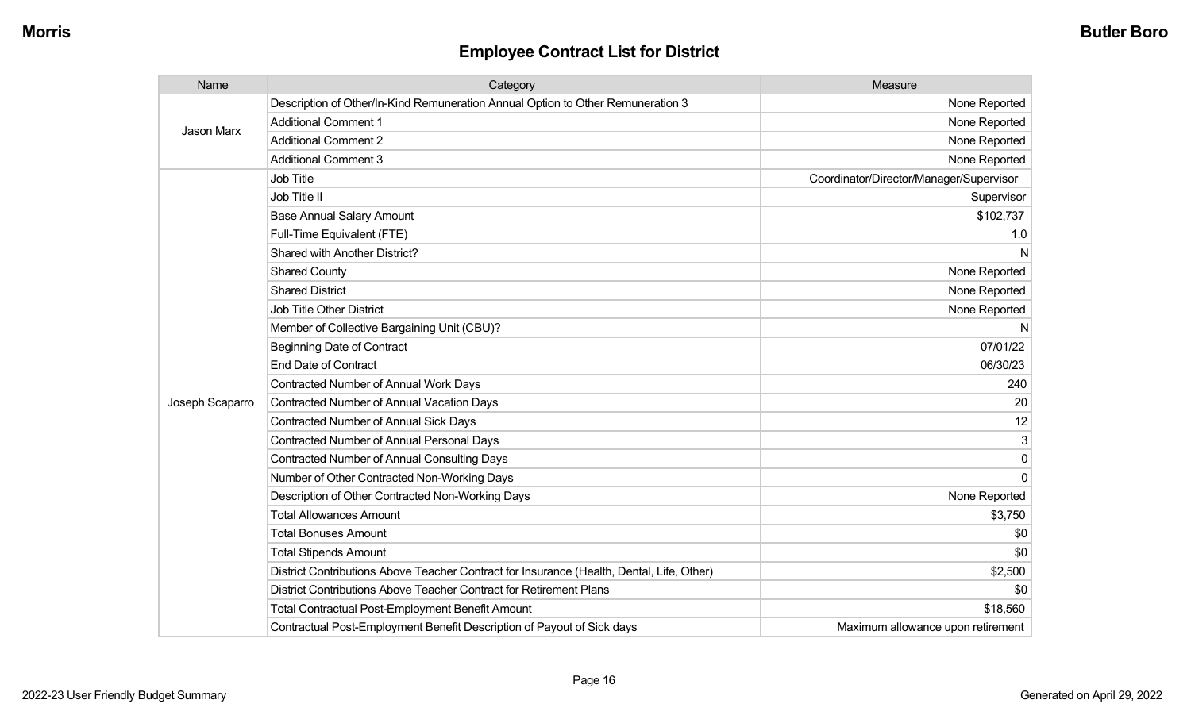## Employee Contract List for District

| Name | Category | Measure |
|---|---|---|
| Jason Marx | Description of Other/In-Kind Remuneration Annual Option to Other Remuneration 3 | None Reported |
| | Additional Comment 1 | None Reported |
| | Additional Comment 2 | None Reported |
| | Additional Comment 3 | None Reported |
| Joseph Scaparro | Job Title | Coordinator/Director/Manager/Supervisor |
| | Job Title II | Supervisor |
| | Base Annual Salary Amount | $102,737 |
| | Full-Time Equivalent (FTE) | 1.0 |
| | Shared with Another District? | N |
| | Shared County | None Reported |
| | Shared District | None Reported |
| | Job Title Other District | None Reported |
| | Member of Collective Bargaining Unit (CBU)? | N |
| | Beginning Date of Contract | 07/01/22 |
| | End Date of Contract | 06/30/23 |
| | Contracted Number of Annual Work Days | 240 |
| | Contracted Number of Annual Vacation Days | 20 |
| | Contracted Number of Annual Sick Days | 12 |
| | Contracted Number of Annual Personal Days | 3 |
| | Contracted Number of Annual Consulting Days | 0 |
| | Number of Other Contracted Non-Working Days | 0 |
| | Description of Other Contracted Non-Working Days | None Reported |
| | Total Allowances Amount | $3,750 |
| | Total Bonuses Amount | $0 |
| | Total Stipends Amount | $0 |
| | District Contributions Above Teacher Contract for Insurance (Health, Dental, Life, Other) | $2,500 |
| | District Contributions Above Teacher Contract for Retirement Plans | $0 |
| | Total Contractual Post-Employment Benefit Amount | $18,560 |
| | Contractual Post-Employment Benefit Description of Payout of Sick days | Maximum allowance upon retirement |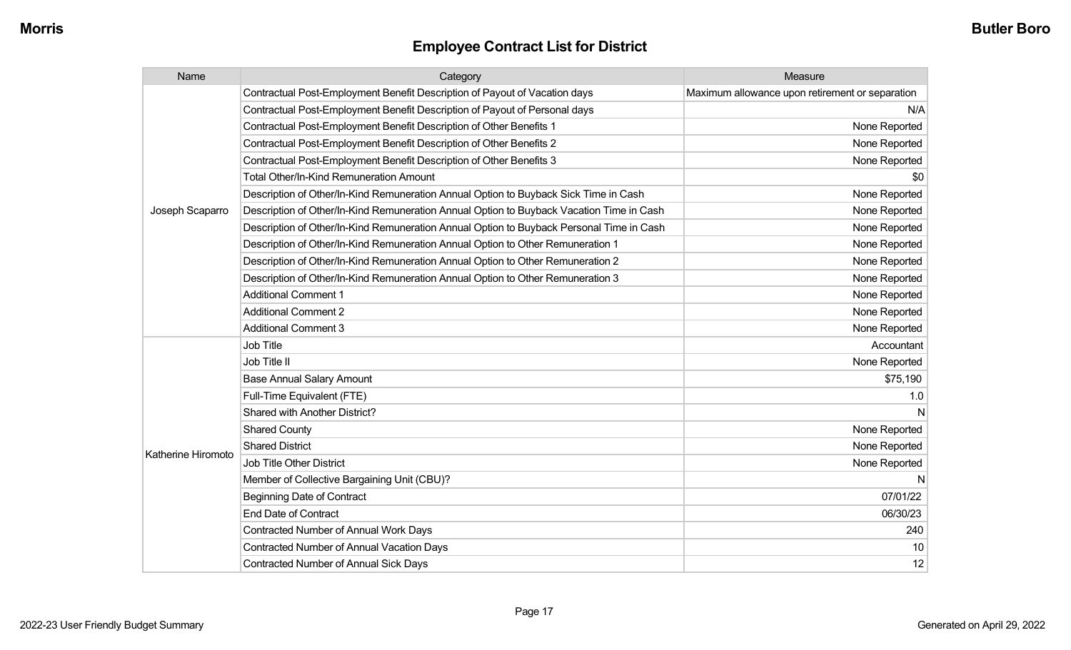## Employee Contract List for District

| Name | Category | Measure |
|---|---|---|
| Joseph Scaparro | Contractual Post-Employment Benefit Description of Payout of Vacation days | Maximum allowance upon retirement or separation |
| | Contractual Post-Employment Benefit Description of Payout of Personal days | N/A |
| | Contractual Post-Employment Benefit Description of Other Benefits 1 | None Reported |
| | Contractual Post-Employment Benefit Description of Other Benefits 2 | None Reported |
| | Contractual Post-Employment Benefit Description of Other Benefits 3 | None Reported |
| | Total Other/In-Kind Remuneration Amount | $0 |
| | Description of Other/In-Kind Remuneration Annual Option to Buyback Sick Time in Cash | None Reported |
| | Description of Other/In-Kind Remuneration Annual Option to Buyback Vacation Time in Cash | None Reported |
| | Description of Other/In-Kind Remuneration Annual Option to Buyback Personal Time in Cash | None Reported |
| | Description of Other/In-Kind Remuneration Annual Option to Other Remuneration 1 | None Reported |
| | Description of Other/In-Kind Remuneration Annual Option to Other Remuneration 2 | None Reported |
| | Description of Other/In-Kind Remuneration Annual Option to Other Remuneration 3 | None Reported |
| | Additional Comment 1 | None Reported |
| | Additional Comment 2 | None Reported |
| | Additional Comment 3 | None Reported |
| Katherine Hiromoto | Job Title | Accountant |
| | Job Title II | None Reported |
| | Base Annual Salary Amount | $75,190 |
| | Full-Time Equivalent (FTE) | 1.0 |
| | Shared with Another District? | N |
| | Shared County | None Reported |
| | Shared District | None Reported |
| | Job Title Other District | None Reported |
| | Member of Collective Bargaining Unit (CBU)? | N |
| | Beginning Date of Contract | 07/01/22 |
| | End Date of Contract | 06/30/23 |
| | Contracted Number of Annual Work Days | 240 |
| | Contracted Number of Annual Vacation Days | 10 |
| | Contracted Number of Annual Sick Days | 12 |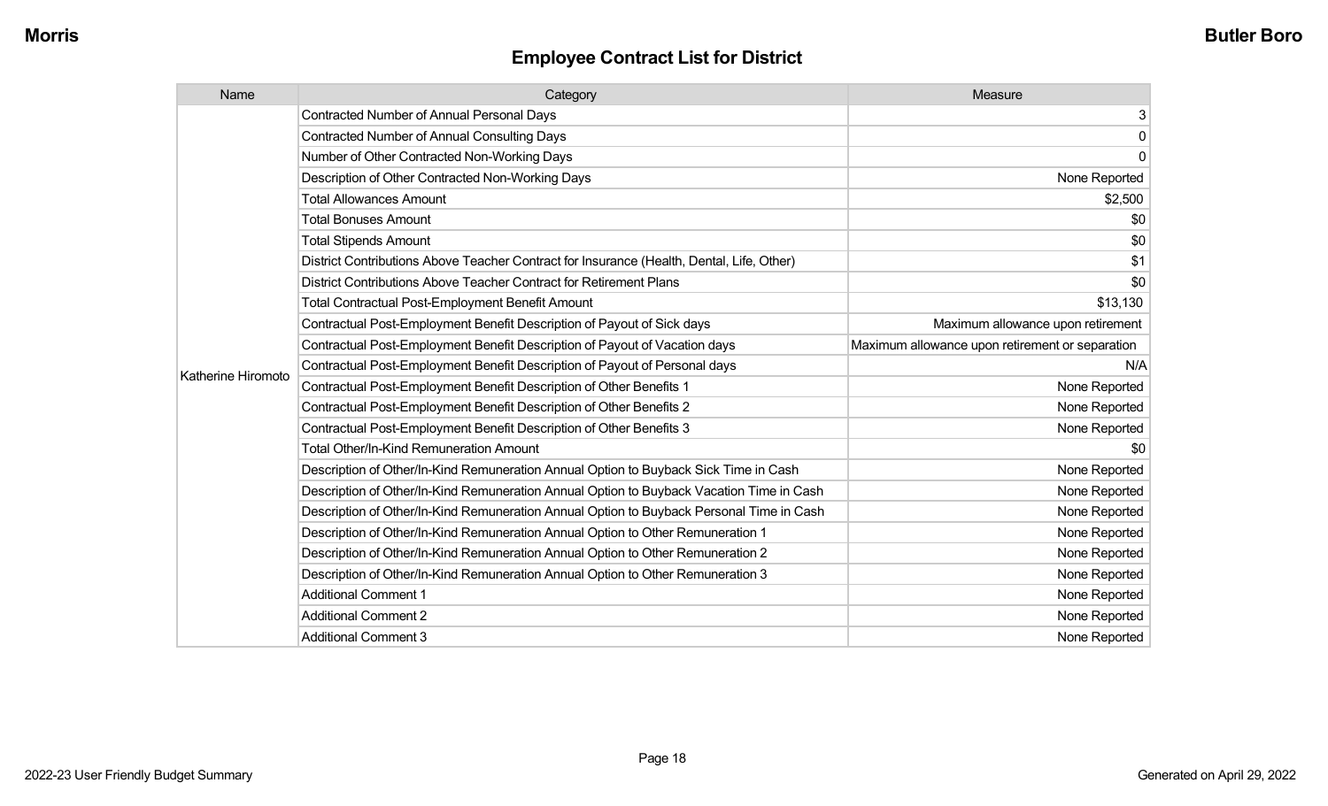## Employee Contract List for District

| Name | Category | Measure |
|---|---|---|
| Katherine Hiromoto | Contracted Number of Annual Personal Days | 3 |
| | Contracted Number of Annual Consulting Days | 0 |
| | Number of Other Contracted Non-Working Days | 0 |
| | Description of Other Contracted Non-Working Days | None Reported |
| | Total Allowances Amount | $2,500 |
| | Total Bonuses Amount | $0 |
| | Total Stipends Amount | $0 |
| | District Contributions Above Teacher Contract for Insurance (Health, Dental, Life, Other) | $1 |
| | District Contributions Above Teacher Contract for Retirement Plans | $0 |
| | Total Contractual Post-Employment Benefit Amount | $13,130 |
| | Contractual Post-Employment Benefit Description of Payout of Sick days | Maximum allowance upon retirement |
| | Contractual Post-Employment Benefit Description of Payout of Vacation days | Maximum allowance upon retirement or separation |
| | Contractual Post-Employment Benefit Description of Payout of Personal days | N/A |
| | Contractual Post-Employment Benefit Description of Other Benefits 1 | None Reported |
| | Contractual Post-Employment Benefit Description of Other Benefits 2 | None Reported |
| | Contractual Post-Employment Benefit Description of Other Benefits 3 | None Reported |
| | Total Other/In-Kind Remuneration Amount | $0 |
| | Description of Other/In-Kind Remuneration Annual Option to Buyback Sick Time in Cash | None Reported |
| | Description of Other/In-Kind Remuneration Annual Option to Buyback Vacation Time in Cash | None Reported |
| | Description of Other/In-Kind Remuneration Annual Option to Buyback Personal Time in Cash | None Reported |
| | Description of Other/In-Kind Remuneration Annual Option to Other Remuneration 1 | None Reported |
| | Description of Other/In-Kind Remuneration Annual Option to Other Remuneration 2 | None Reported |
| | Description of Other/In-Kind Remuneration Annual Option to Other Remuneration 3 | None Reported |
| | Additional Comment 1 | None Reported |
| | Additional Comment 2 | None Reported |
| | Additional Comment 3 | None Reported |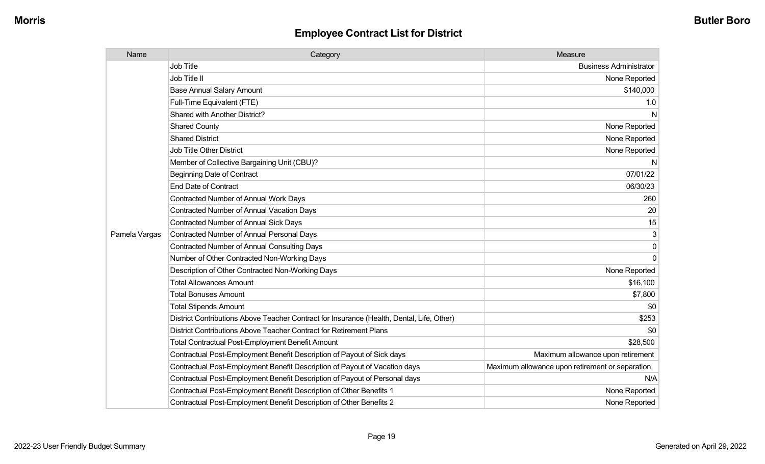## Employee Contract List for District

| Name | Category | Measure |
|---|---|---|
| Pamela Vargas | Job Title | Business Administrator |
| | Job Title II | None Reported |
| | Base Annual Salary Amount | $140,000 |
| | Full-Time Equivalent (FTE) | 1.0 |
| | Shared with Another District? | N |
| | Shared County | None Reported |
| | Shared District | None Reported |
| | Job Title Other District | None Reported |
| | Member of Collective Bargaining Unit (CBU)? | N |
| | Beginning Date of Contract | 07/01/22 |
| | End Date of Contract | 06/30/23 |
| | Contracted Number of Annual Work Days | 260 |
| | Contracted Number of Annual Vacation Days | 20 |
| | Contracted Number of Annual Sick Days | 15 |
| | Contracted Number of Annual Personal Days | 3 |
| | Contracted Number of Annual Consulting Days | 0 |
| | Number of Other Contracted Non-Working Days | 0 |
| | Description of Other Contracted Non-Working Days | None Reported |
| | Total Allowances Amount | $16,100 |
| | Total Bonuses Amount | $7,800 |
| | Total Stipends Amount | $0 |
| | District Contributions Above Teacher Contract for Insurance (Health, Dental, Life, Other) | $253 |
| | District Contributions Above Teacher Contract for Retirement Plans | $0 |
| | Total Contractual Post-Employment Benefit Amount | $28,500 |
| | Contractual Post-Employment Benefit Description of Payout of Sick days | Maximum allowance upon retirement |
| | Contractual Post-Employment Benefit Description of Payout of Vacation days | Maximum allowance upon retirement or separation |
| | Contractual Post-Employment Benefit Description of Payout of Personal days | N/A |
| | Contractual Post-Employment Benefit Description of Other Benefits 1 | None Reported |
| | Contractual Post-Employment Benefit Description of Other Benefits 2 | None Reported |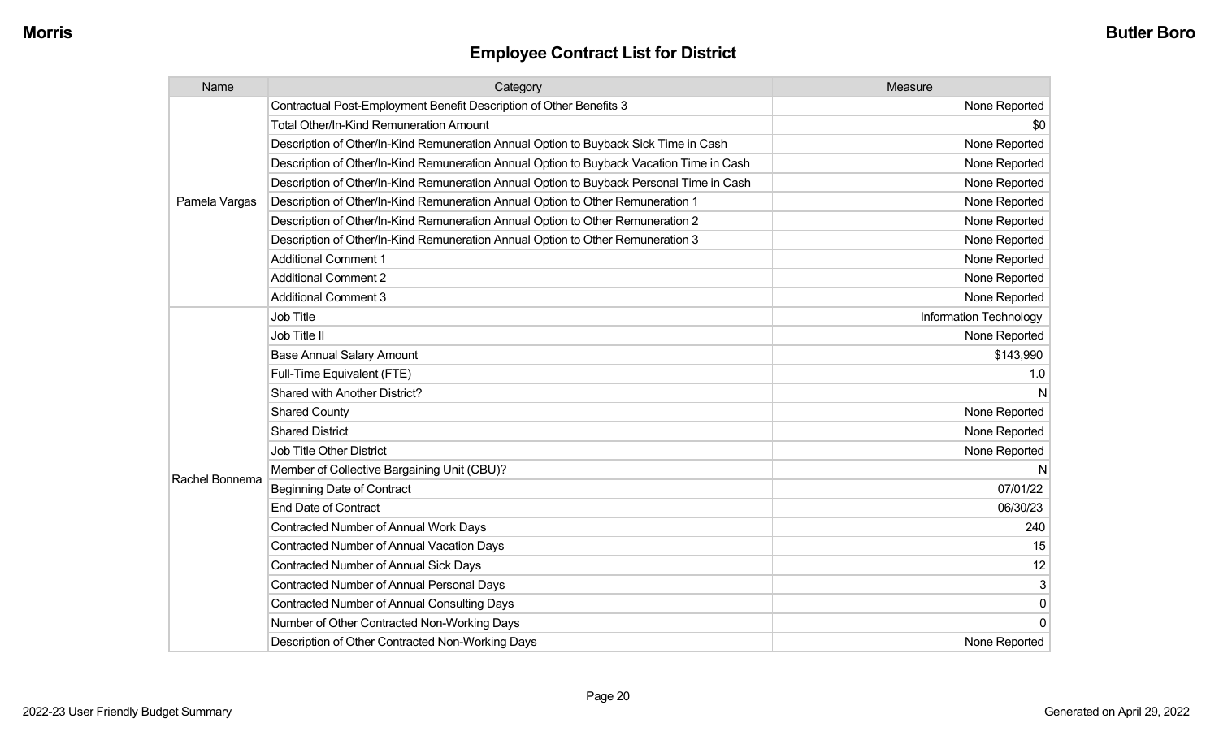## Employee Contract List for District

| Name | Category | Measure |
|---|---|---|
| Pamela Vargas | Contractual Post-Employment Benefit Description of Other Benefits 3 | None Reported |
| | Total Other/In-Kind Remuneration Amount | $0 |
| | Description of Other/In-Kind Remuneration Annual Option to Buyback Sick Time in Cash | None Reported |
| | Description of Other/In-Kind Remuneration Annual Option to Buyback Vacation Time in Cash | None Reported |
| | Description of Other/In-Kind Remuneration Annual Option to Buyback Personal Time in Cash | None Reported |
| | Description of Other/In-Kind Remuneration Annual Option to Other Remuneration 1 | None Reported |
| | Description of Other/In-Kind Remuneration Annual Option to Other Remuneration 2 | None Reported |
| | Description of Other/In-Kind Remuneration Annual Option to Other Remuneration 3 | None Reported |
| | Additional Comment 1 | None Reported |
| | Additional Comment 2 | None Reported |
| | Additional Comment 3 | None Reported |
| Rachel Bonnema | Job Title | Information Technology |
| | Job Title II | None Reported |
| | Base Annual Salary Amount | $143,990 |
| | Full-Time Equivalent (FTE) | 1.0 |
| | Shared with Another District? | N |
| | Shared County | None Reported |
| | Shared District | None Reported |
| | Job Title Other District | None Reported |
| | Member of Collective Bargaining Unit (CBU)? | N |
| | Beginning Date of Contract | 07/01/22 |
| | End Date of Contract | 06/30/23 |
| | Contracted Number of Annual Work Days | 240 |
| | Contracted Number of Annual Vacation Days | 15 |
| | Contracted Number of Annual Sick Days | 12 |
| | Contracted Number of Annual Personal Days | 3 |
| | Contracted Number of Annual Consulting Days | 0 |
| | Number of Other Contracted Non-Working Days | 0 |
| | Description of Other Contracted Non-Working Days | None Reported |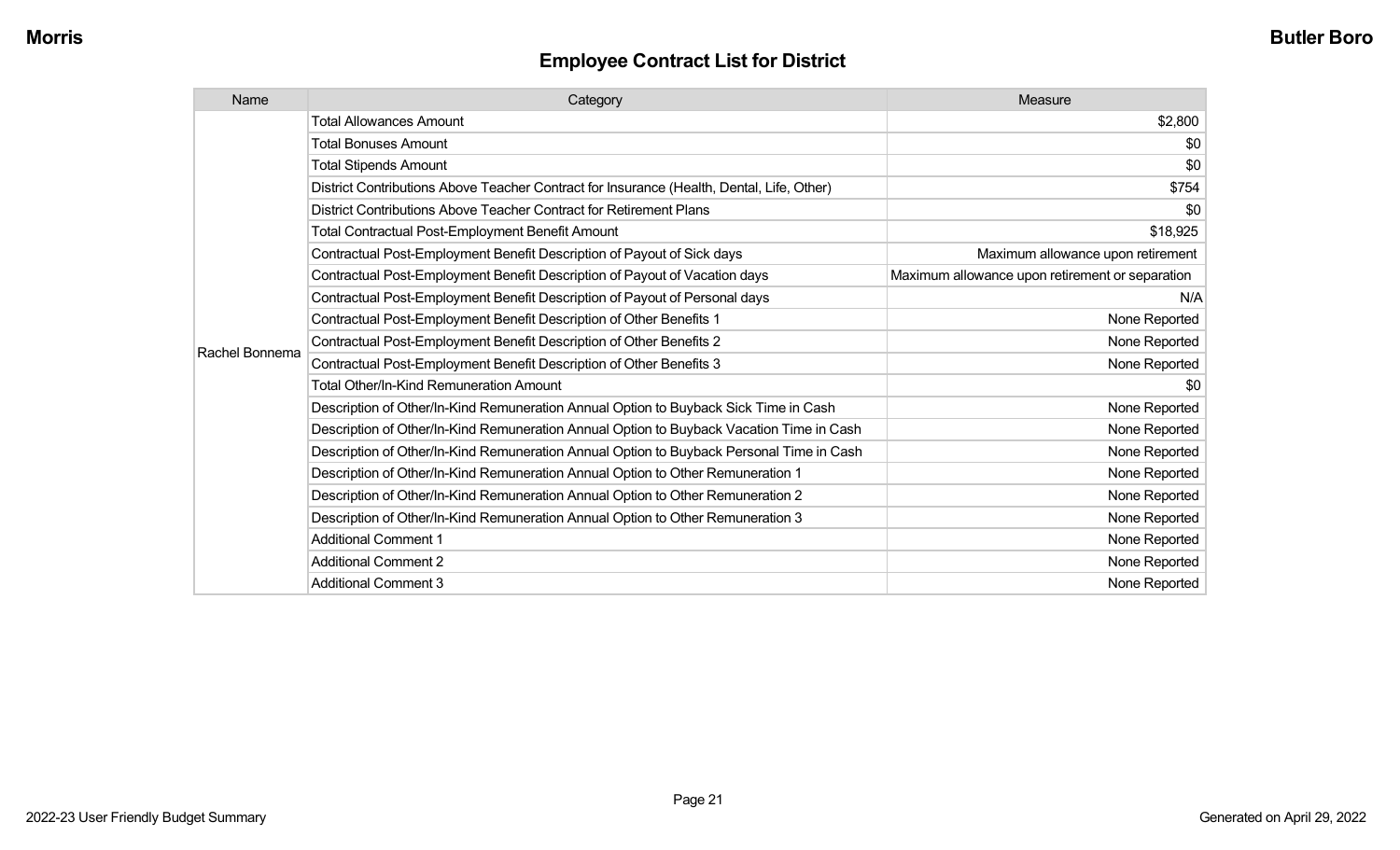## Employee Contract List for District

| Name | Category | Measure |
|---|---|---|
| Rachel Bonnema | Total Allowances Amount | $2,800 |
| | Total Bonuses Amount | $0 |
| | Total Stipends Amount | $0 |
| | District Contributions Above Teacher Contract for Insurance (Health, Dental, Life, Other) | $754 |
| | District Contributions Above Teacher Contract for Retirement Plans | $0 |
| | Total Contractual Post-Employment Benefit Amount | $18,925 |
| | Contractual Post-Employment Benefit Description of Payout of Sick days | Maximum allowance upon retirement |
| | Contractual Post-Employment Benefit Description of Payout of Vacation days | Maximum allowance upon retirement or separation |
| | Contractual Post-Employment Benefit Description of Payout of Personal days | N/A |
| | Contractual Post-Employment Benefit Description of Other Benefits 1 | None Reported |
| | Contractual Post-Employment Benefit Description of Other Benefits 2 | None Reported |
| | Contractual Post-Employment Benefit Description of Other Benefits 3 | None Reported |
| | Total Other/In-Kind Remuneration Amount | $0 |
| | Description of Other/In-Kind Remuneration Annual Option to Buyback Sick Time in Cash | None Reported |
| | Description of Other/In-Kind Remuneration Annual Option to Buyback Vacation Time in Cash | None Reported |
| | Description of Other/In-Kind Remuneration Annual Option to Buyback Personal Time in Cash | None Reported |
| | Description of Other/In-Kind Remuneration Annual Option to Other Remuneration 1 | None Reported |
| | Description of Other/In-Kind Remuneration Annual Option to Other Remuneration 2 | None Reported |
| | Description of Other/In-Kind Remuneration Annual Option to Other Remuneration 3 | None Reported |
| | Additional Comment 1 | None Reported |
| | Additional Comment 2 | None Reported |
| | Additional Comment 3 | None Reported |